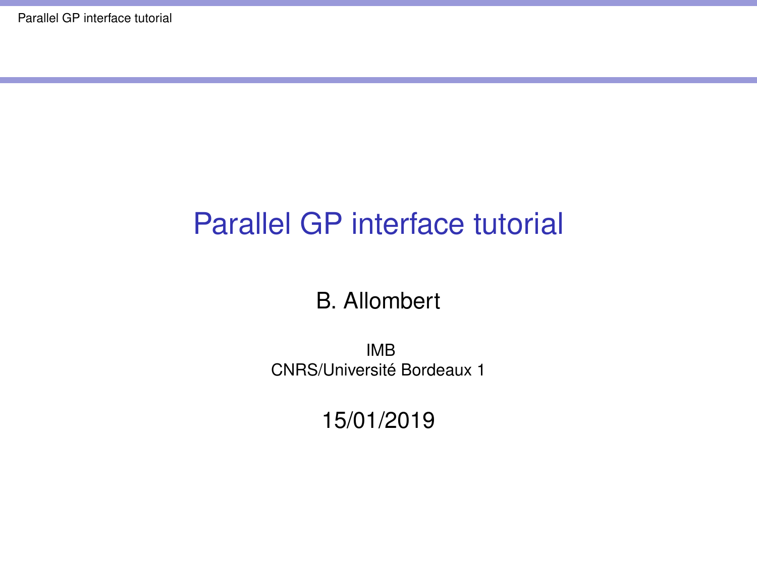# Parallel GP interface tutorial

B. Allombert

IMB
CNRS/Université Bordeaux 1

15/01/2019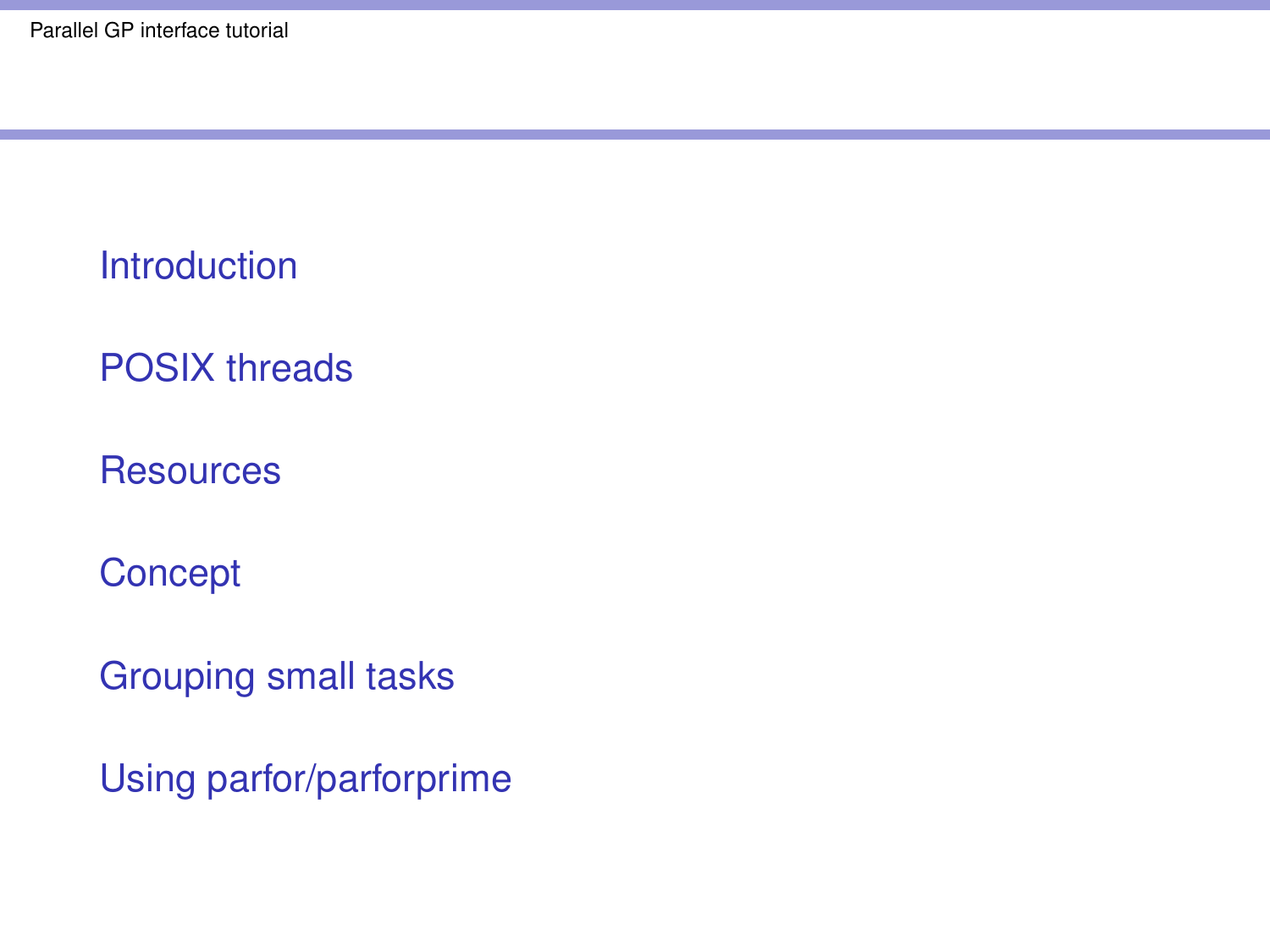Introduction

POSIX threads

Resources

Concept

Grouping small tasks

Using parfor/parforprime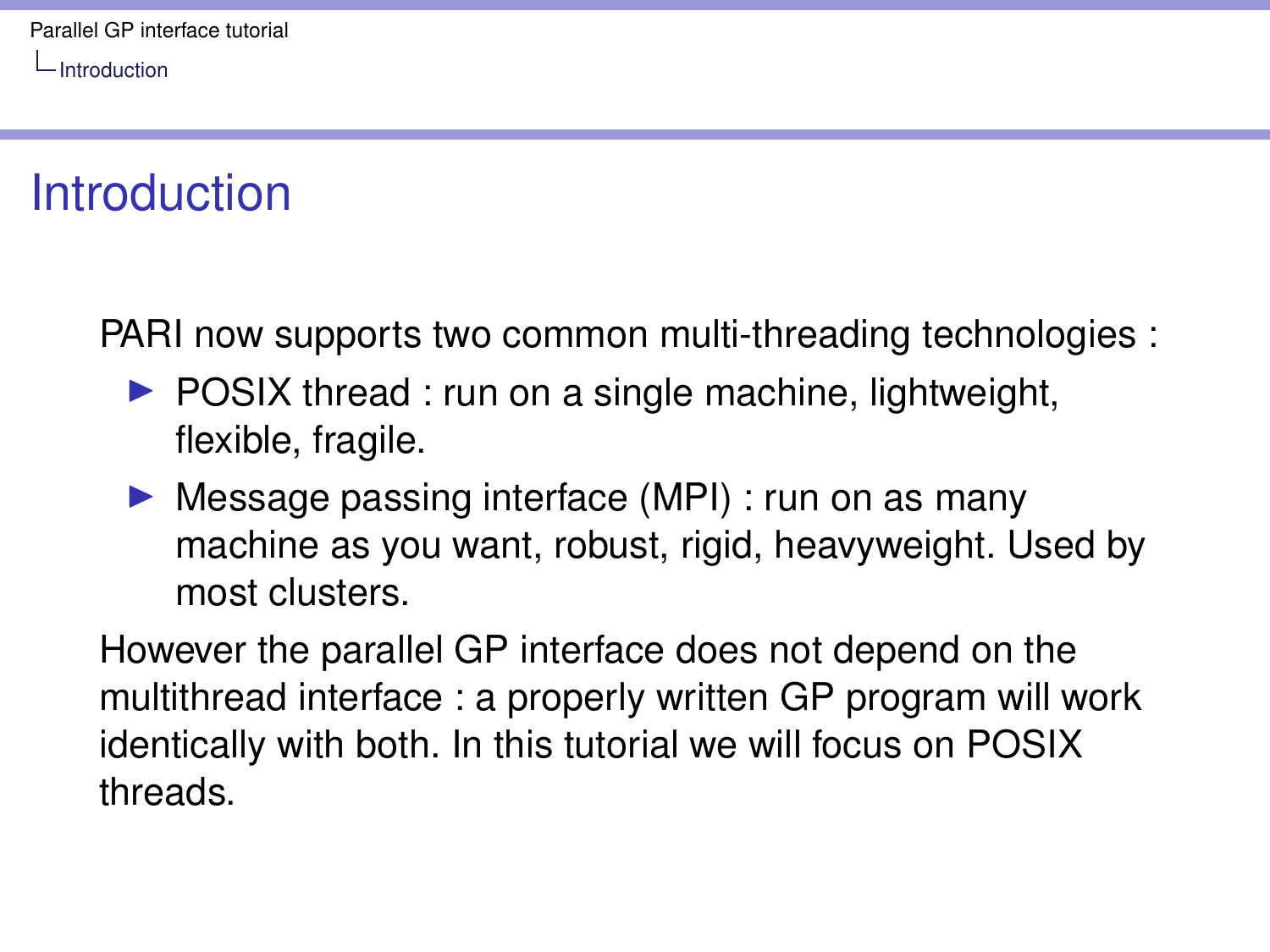# Introduction

PARI now supports two common multi-threading technologies :

- POSIX thread : run on a single machine, lightweight, flexible, fragile.
- Message passing interface (MPI) : run on as many machine as you want, robust, rigid, heavyweight. Used by most clusters.

However the parallel GP interface does not depend on the multithread interface : a properly written GP program will work identically with both. In this tutorial we will focus on POSIX threads.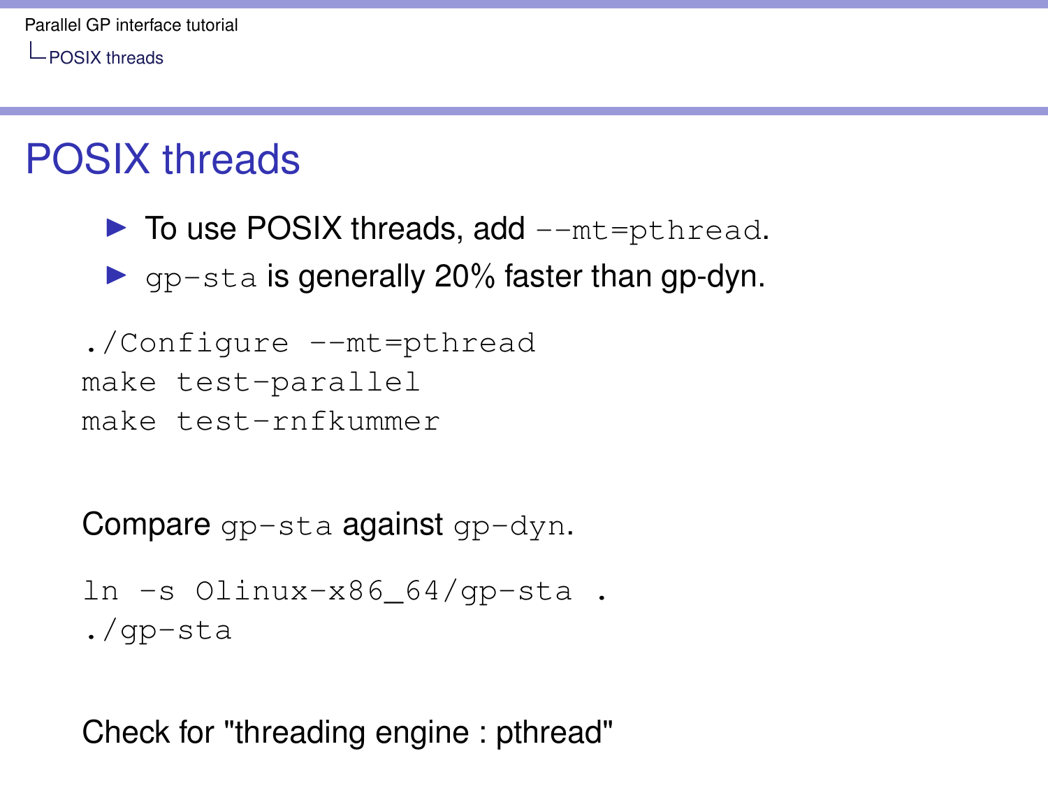# POSIX threads

- To use POSIX threads, add `--mt=pthread`.
- `gp-sta` is generally 20% faster than gp-dyn.

```
./Configure --mt=pthread
make test-parallel
make test-rnfkummer
```

Compare `gp-sta` against `gp-dyn`.

```
ln -s Olinux-x86_64/gp-sta .
./gp-sta
```

Check for "threading engine : pthread"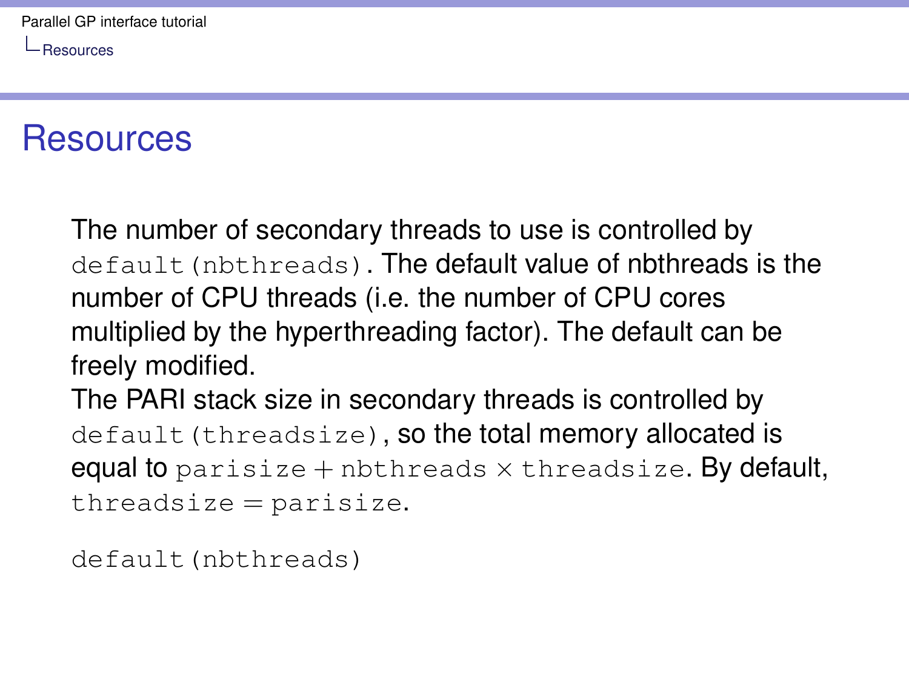# Resources

The number of secondary threads to use is controlled by `default(nbthreads)`. The default value of nbthreads is the number of CPU threads (i.e. the number of CPU cores multiplied by the hyperthreading factor). The default can be freely modified.
The PARI stack size in secondary threads is controlled by `default(threadsize)`, so the total memory allocated is equal to $\texttt{parisize} + \texttt{nbthreads} \times \texttt{threadsize}$. By default, $\texttt{threadsize} = \texttt{parisize}$.

```
default(nbthreads)
```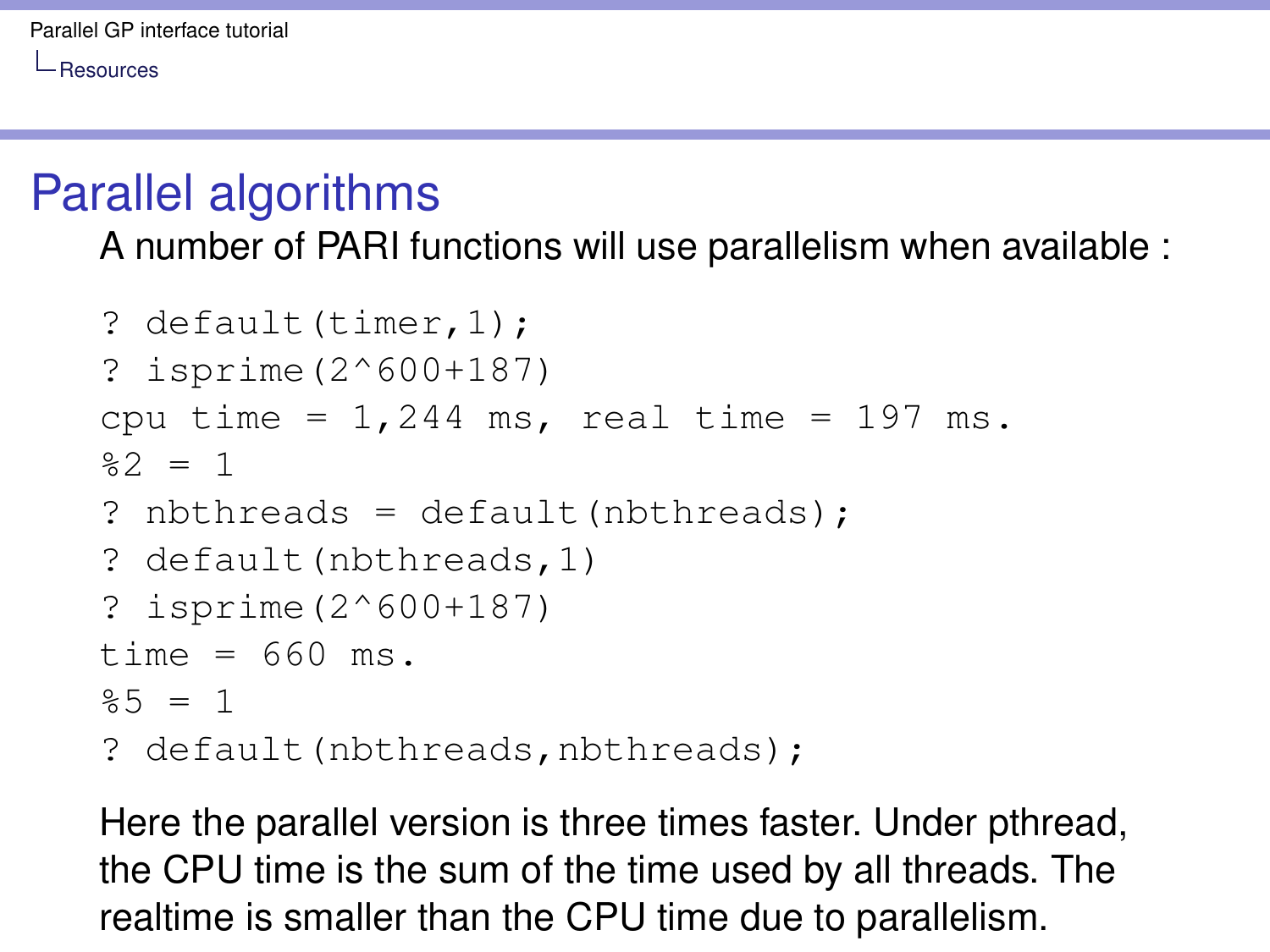# Parallel algorithms

A number of PARI functions will use parallelism when available :

```
? default(timer,1);
? isprime(2^600+187)
cpu time = 1,244 ms, real time = 197 ms.
%2 = 1
? nbthreads = default(nbthreads);
? default(nbthreads,1)
? isprime(2^600+187)
time = 660 ms.
%5 = 1
? default(nbthreads,nbthreads);
```

Here the parallel version is three times faster. Under pthread, the CPU time is the sum of the time used by all threads. The realtime is smaller than the CPU time due to parallelism.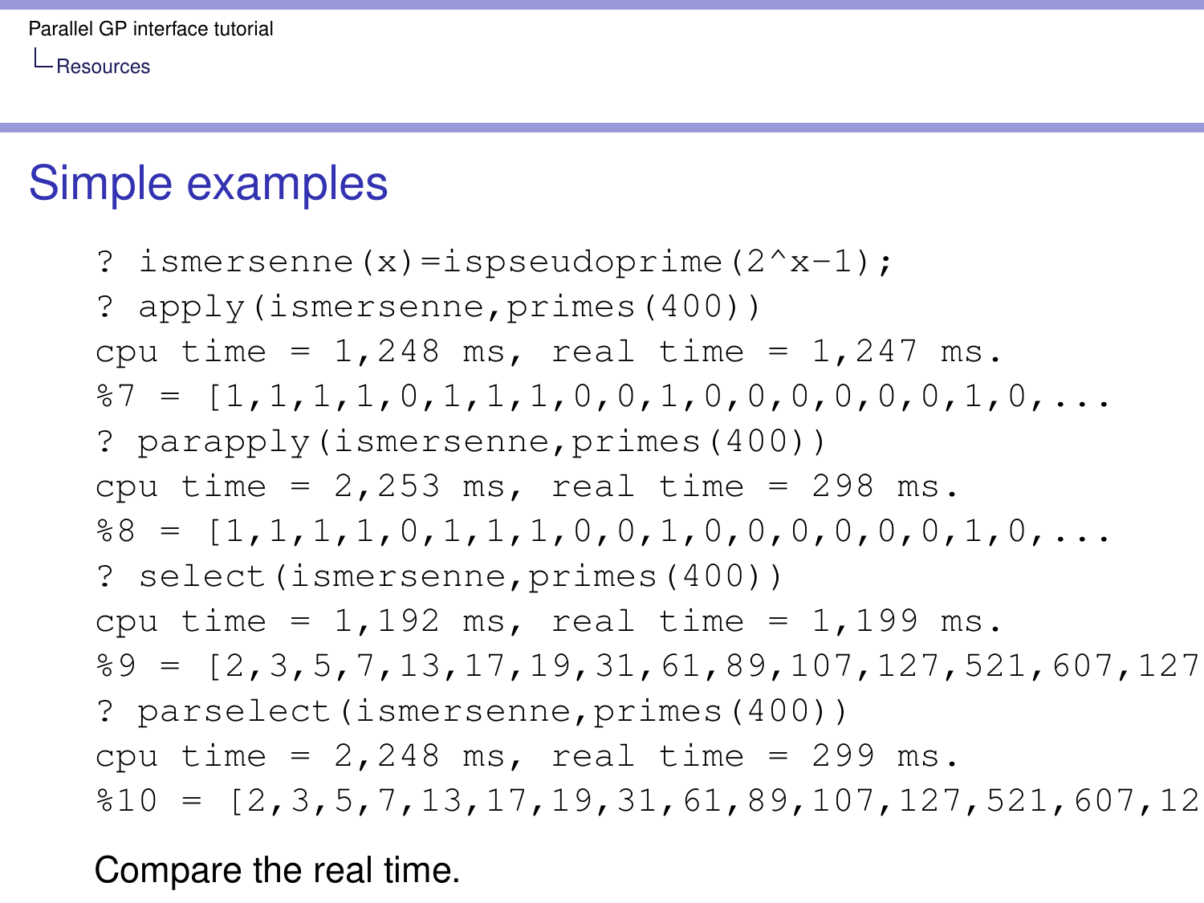# Simple examples

```
? ismersenne(x)=ispseudoprime(2^x-1);
? apply(ismersenne,primes(400))
cpu time = 1,248 ms, real time = 1,247 ms.
%7 = [1,1,1,1,0,1,1,1,0,0,1,0,0,0,0,0,0,1,0,...
? parapply(ismersenne,primes(400))
cpu time = 2,253 ms, real time = 298 ms.
%8 = [1,1,1,1,0,1,1,1,0,0,1,0,0,0,0,0,0,1,0,...
? select(ismersenne,primes(400))
cpu time = 1,192 ms, real time = 1,199 ms.
%9 = [2,3,5,7,13,17,19,31,61,89,107,127,521,607,127
? parselect(ismersenne,primes(400))
cpu time = 2,248 ms, real time = 299 ms.
%10 = [2,3,5,7,13,17,19,31,61,89,107,127,521,607,12
```

Compare the real time.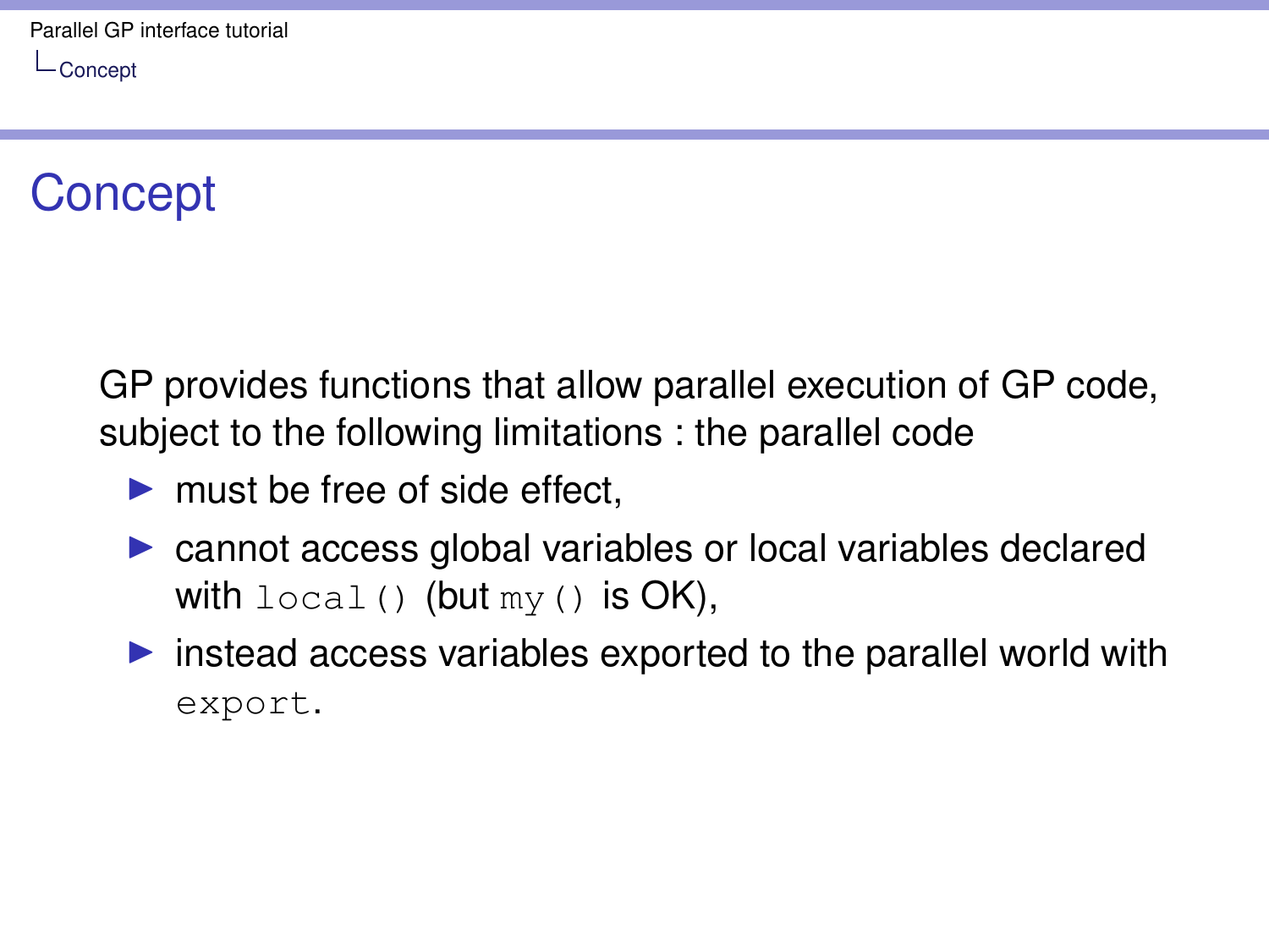# Concept

GP provides functions that allow parallel execution of GP code, subject to the following limitations : the parallel code

- must be free of side effect,
- cannot access global variables or local variables declared with `local()` (but `my()` is OK),
- instead access variables exported to the parallel world with `export`.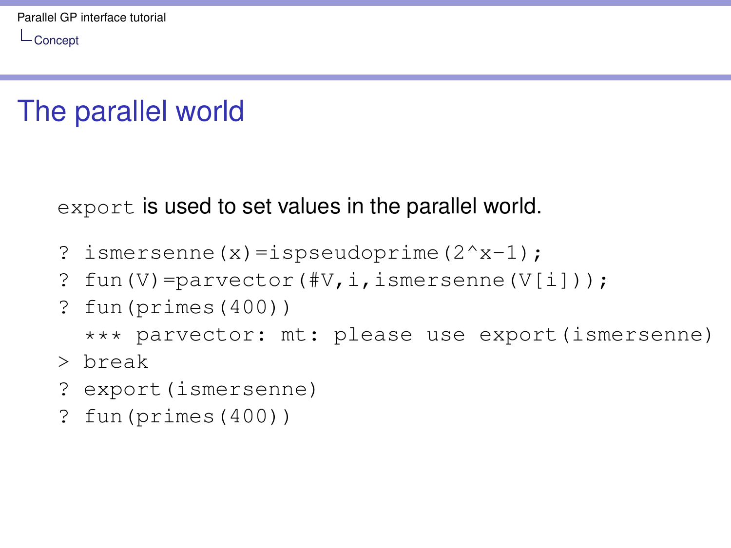# The parallel world

`export` is used to set values in the parallel world.

```
? ismersenne(x)=ispseudoprime(2^x-1);
? fun(V)=parvector(#V,i,ismersenne(V[i]));
? fun(primes(400))
  *** parvector: mt: please use export(ismersenne)
> break
? export(ismersenne)
? fun(primes(400))
```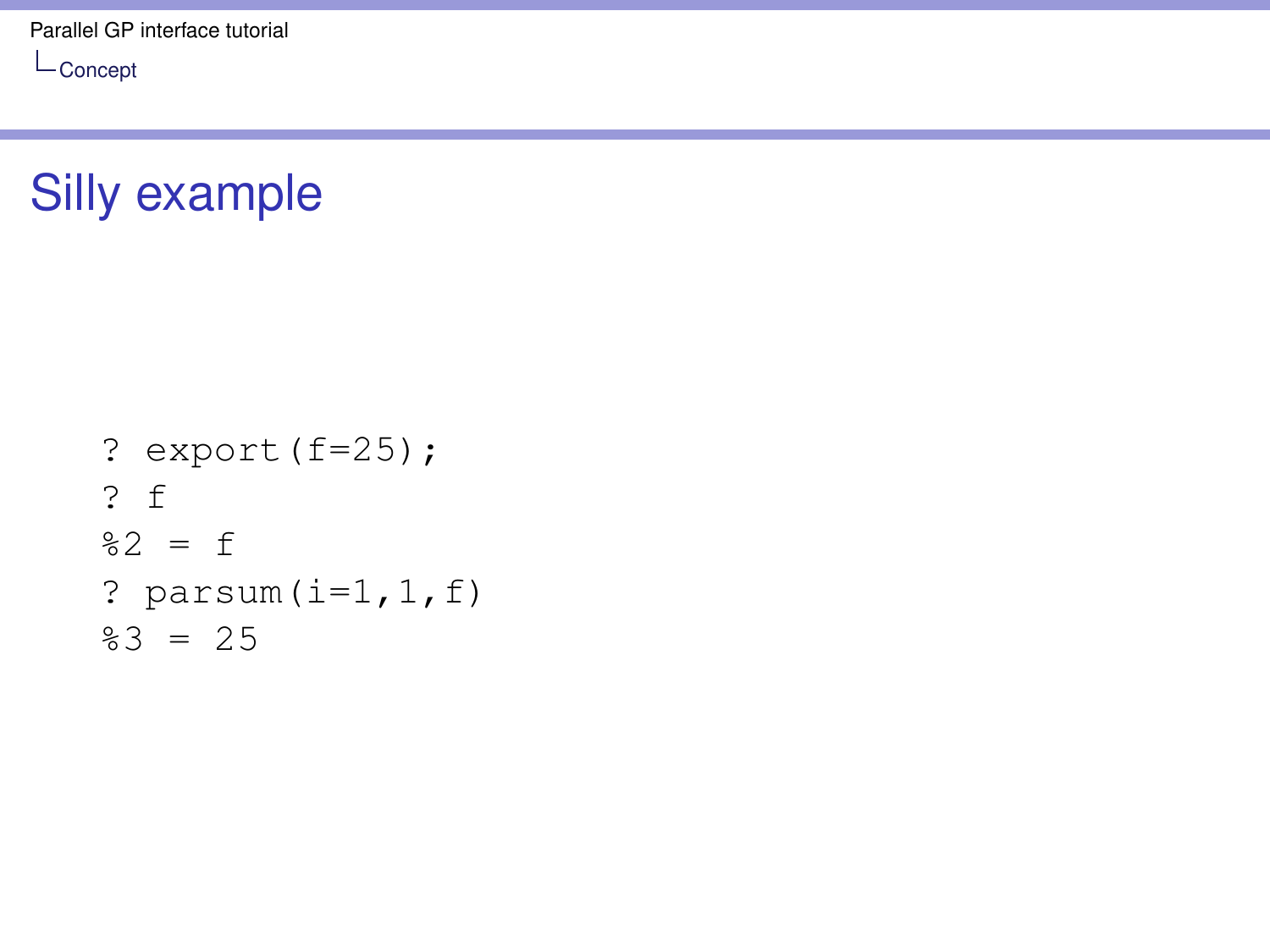# Silly example

```
? export(f=25);
? f
%2 = f
? parsum(i=1,1,f)
%3 = 25
```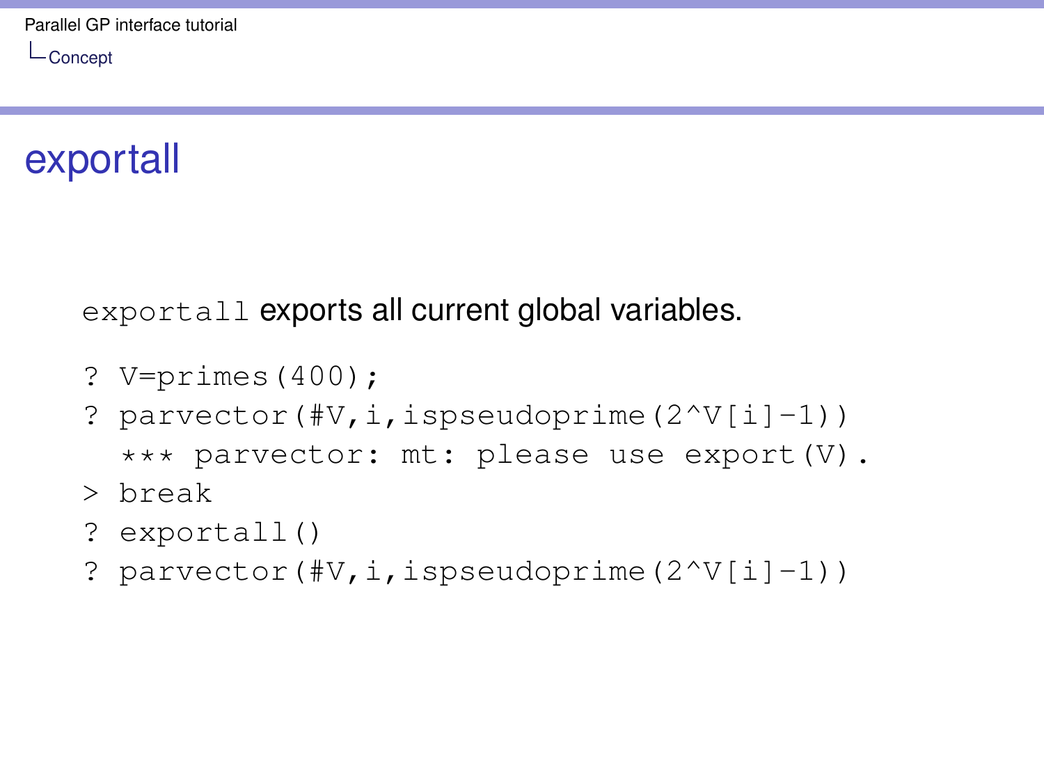# exportall

`exportall` exports all current global variables.

```
? V=primes(400);
? parvector(#V,i,ispseudoprime(2^V[i]-1))
  *** parvector: mt: please use export(V).
> break
? exportall()
? parvector(#V,i,ispseudoprime(2^V[i]-1))
```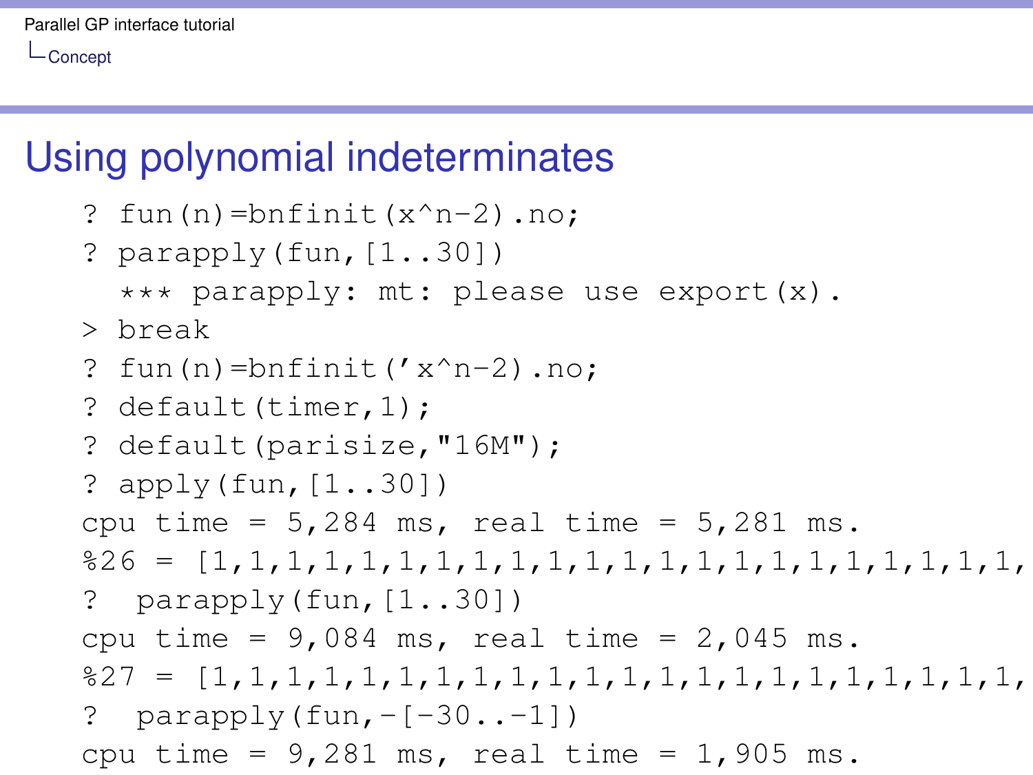# Using polynomial indeterminates

```
? fun(n)=bnfinit(x^n-2).no;
? parapply(fun,[1..30])
  *** parapply: mt: please use export(x).
> break
? fun(n)=bnfinit('x^n-2).no;
? default(timer,1);
? default(parisize,"16M");
? apply(fun,[1..30])
cpu time = 5,284 ms, real time = 5,281 ms.
%26 = [1,1,1,1,1,1,1,1,1,1,1,1,1,1,1,1,1,1,1,1,1,1,
?  parapply(fun,[1..30])
cpu time = 9,084 ms, real time = 2,045 ms.
%27 = [1,1,1,1,1,1,1,1,1,1,1,1,1,1,1,1,1,1,1,1,1,1,
?  parapply(fun,-[-30..-1])
cpu time = 9,281 ms, real time = 1,905 ms.
```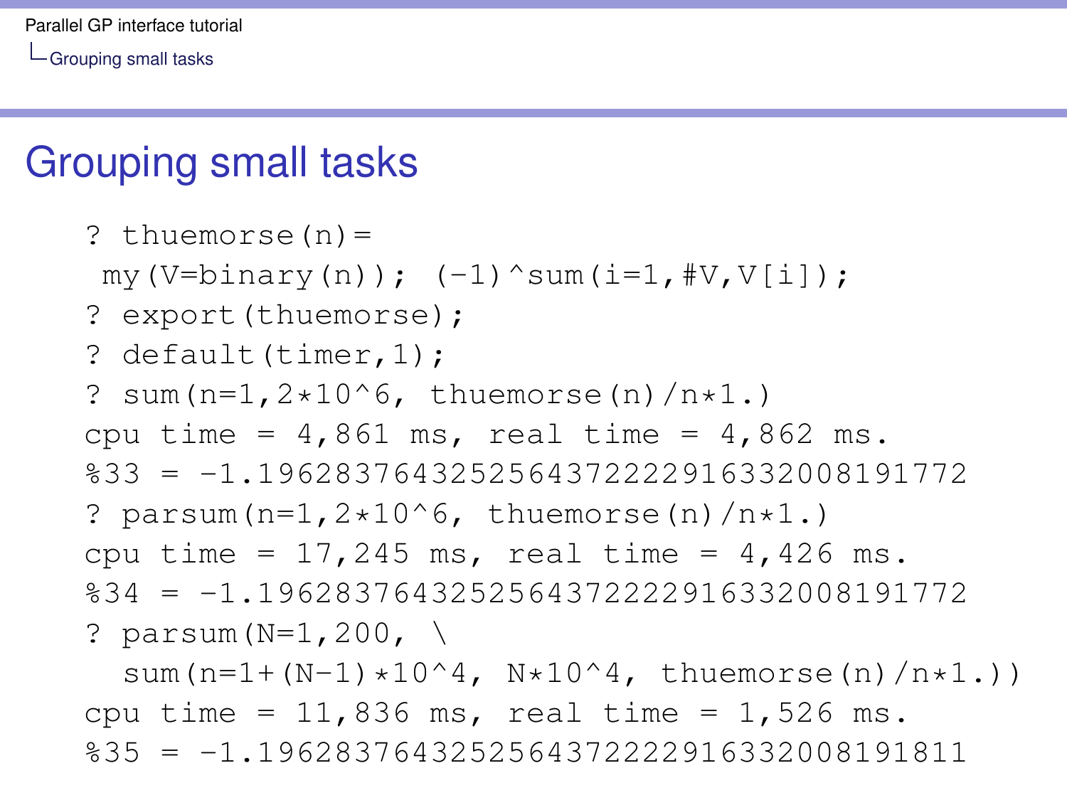# Grouping small tasks

```
? thuemorse(n)=
 my(V=binary(n)); (-1)^sum(i=1,#V,V[i]);
? export(thuemorse);
? default(timer,1);
? sum(n=1,2*10^6, thuemorse(n)/n*1.)
cpu time = 4,861 ms, real time = 4,862 ms.
%33 = -1.1962837643252564372222916332008191772
? parsum(n=1,2*10^6, thuemorse(n)/n*1.)
cpu time = 17,245 ms, real time = 4,426 ms.
%34 = -1.1962837643252564372222916332008191772
? parsum(N=1,200, \
  sum(n=1+(N-1)*10^4, N*10^4, thuemorse(n)/n*1.))
cpu time = 11,836 ms, real time = 1,526 ms.
%35 = -1.1962837643252564372222916332008191811
```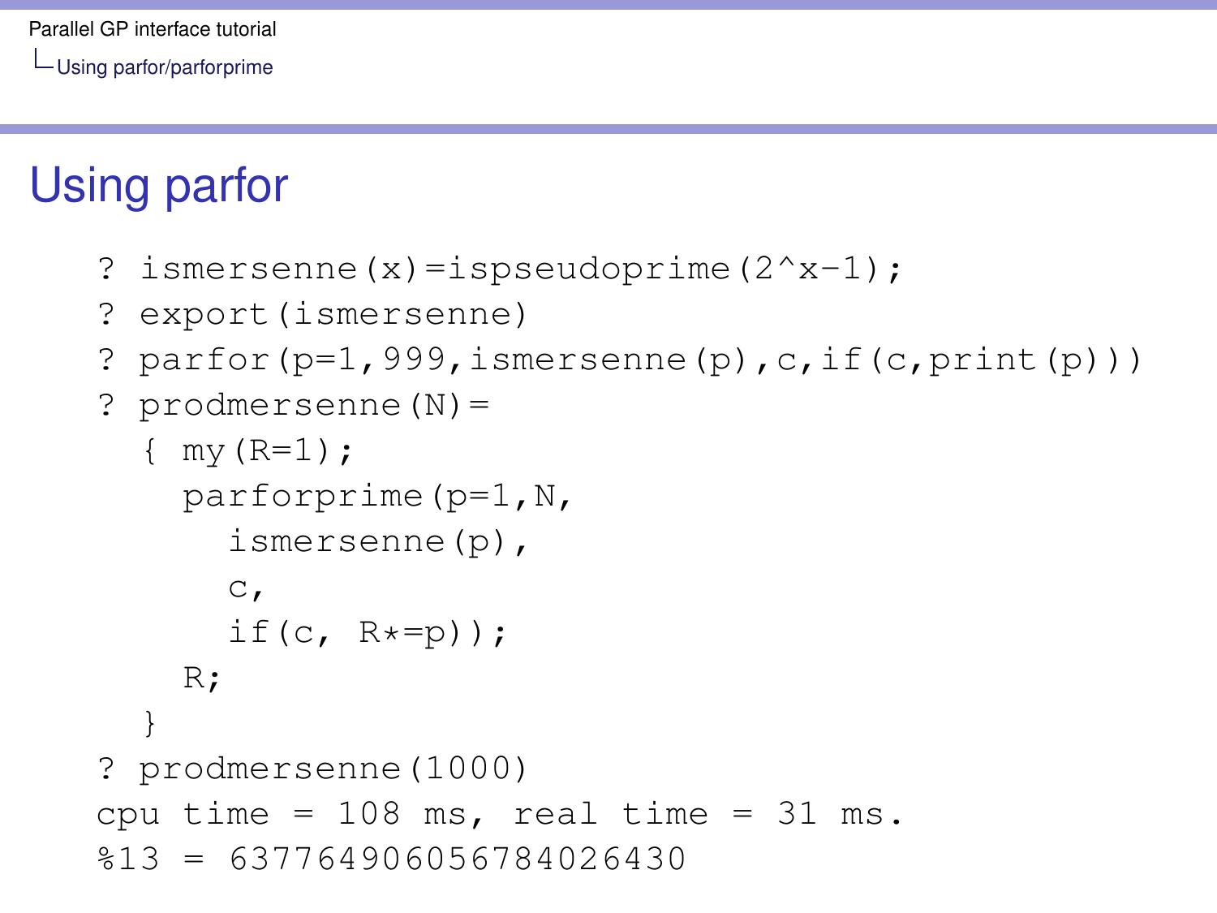# Using parfor

```
? ismersenne(x)=ispseudoprime(2^x-1);
? export(ismersenne)
? parfor(p=1,999,ismersenne(p),c,if(c,print(p)))
? prodmersenne(N)=
  { my(R=1);
    parforprime(p=1,N,
      ismersenne(p),
      c,
      if(c, R*=p));
    R;
  }
? prodmersenne(1000)
cpu time = 108 ms, real time = 31 ms.
%13 = 637764906056784026430
```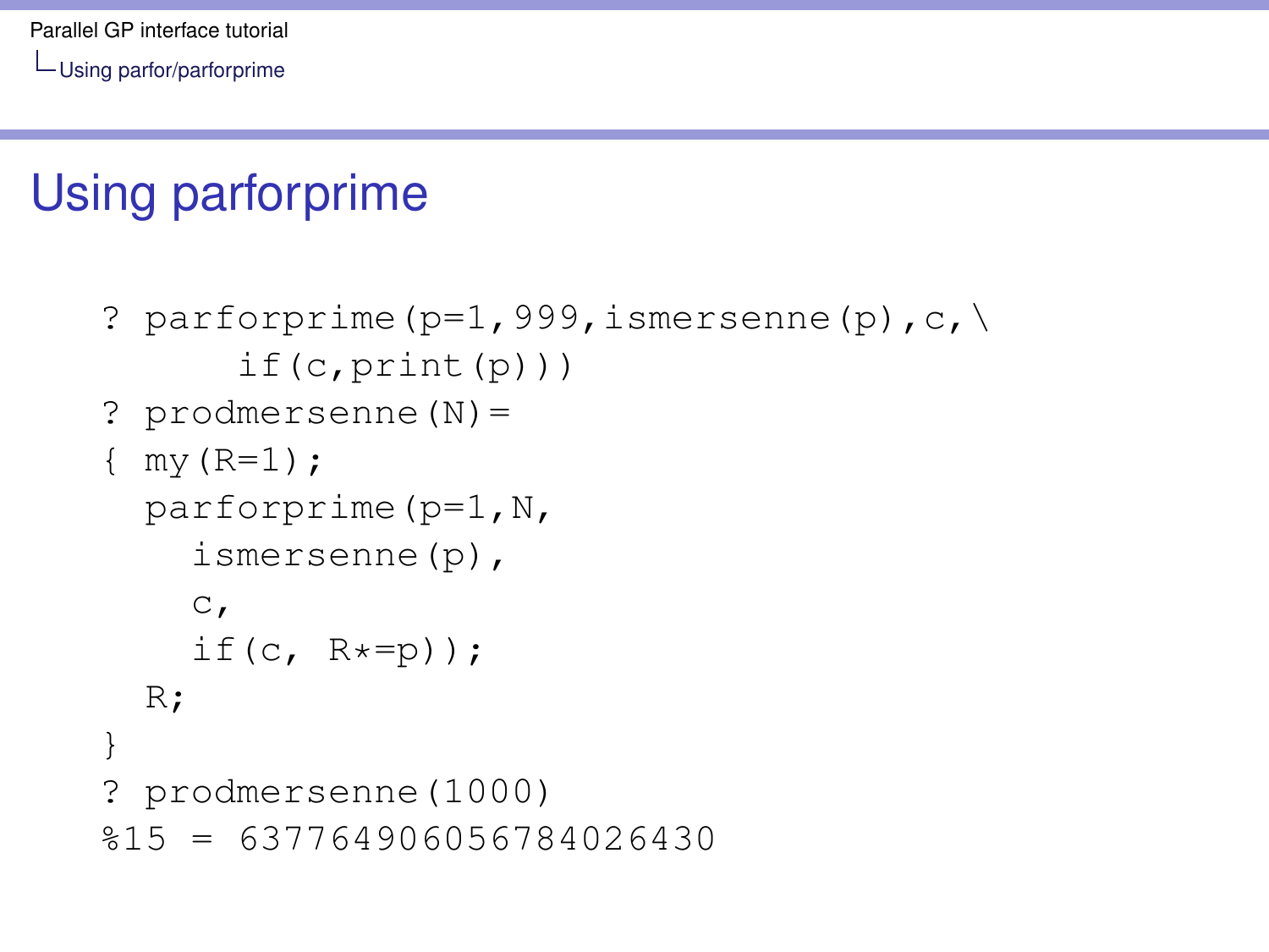# Using parforprime

```
? parforprime(p=1,999,ismersenne(p),c,\
      if(c,print(p)))
? prodmersenne(N)=
{ my(R=1);
  parforprime(p=1,N,
    ismersenne(p),
    c,
    if(c, R*=p));
  R;
}
? prodmersenne(1000)
%15 = 637764906056784026430
```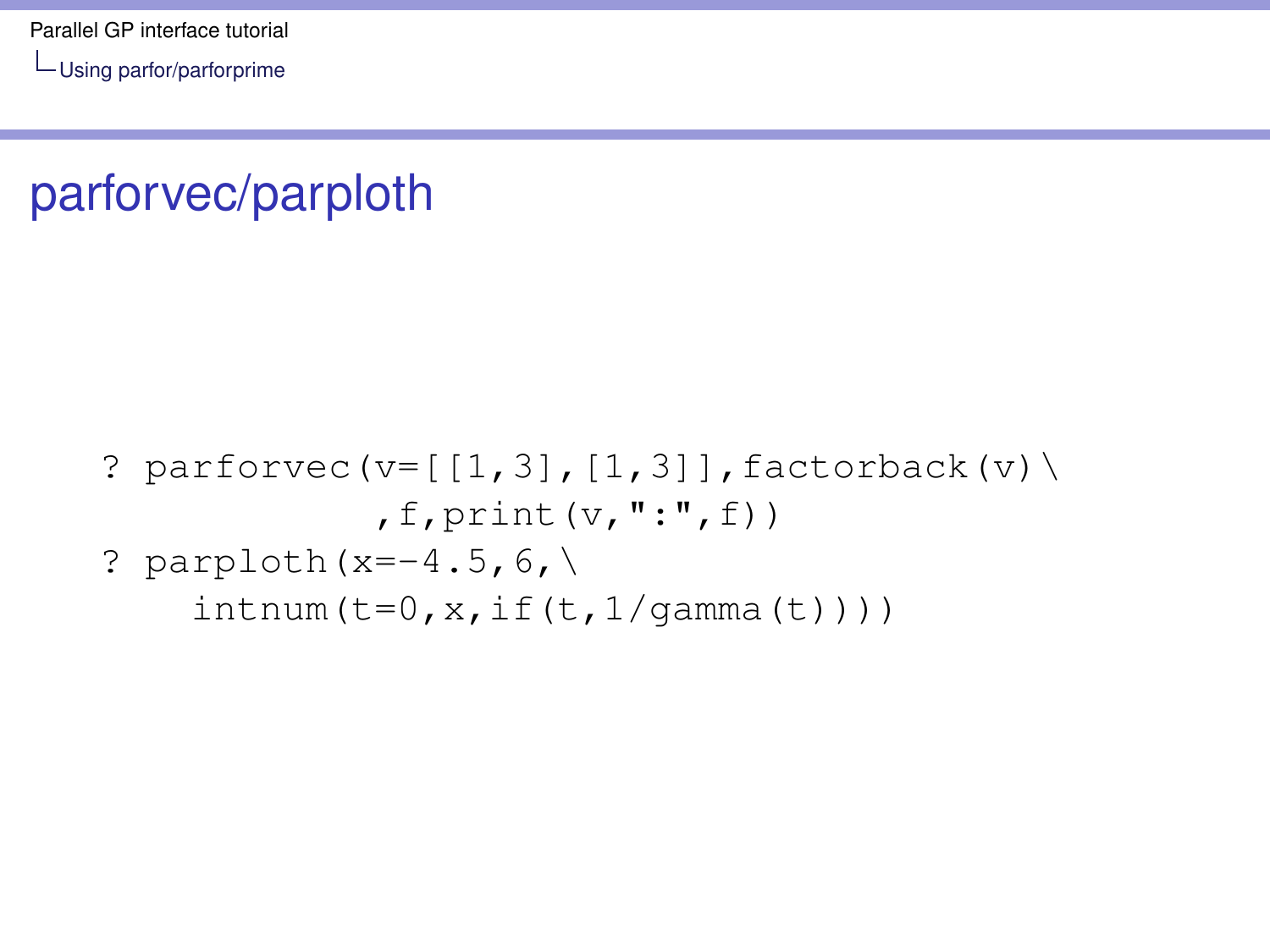# parforvec/parploth

```
? parforvec(v=[[1,3],[1,3]],factorback(v)\
            ,f,print(v,":",f))
? parploth(x=-4.5,6,\
    intnum(t=0,x,if(t,1/gamma(t))))
```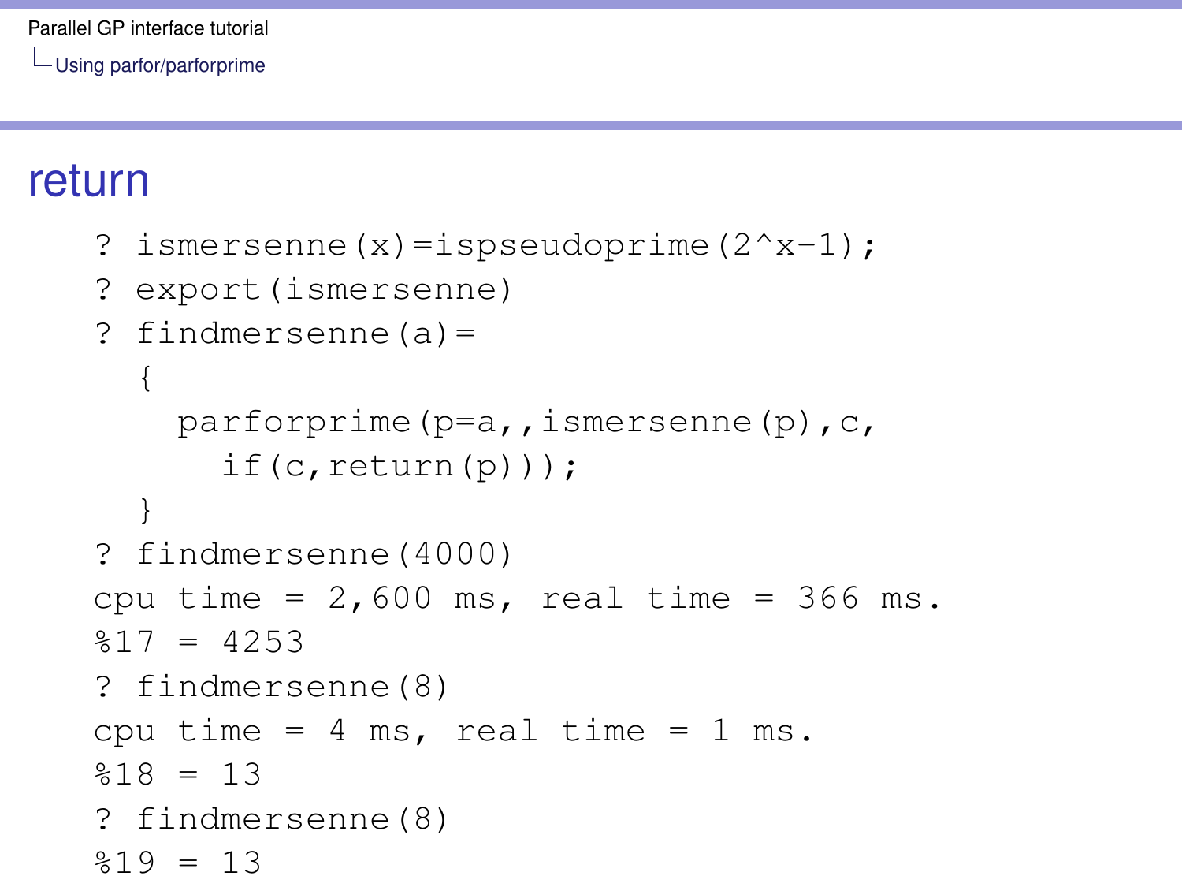## return

```
? ismersenne(x)=ispseudoprime(2^x-1);
? export(ismersenne)
? findmersenne(a)=
  {
    parforprime(p=a,,ismersenne(p),c,
      if(c,return(p)));
  }
? findmersenne(4000)
cpu time = 2,600 ms, real time = 366 ms.
%17 = 4253
? findmersenne(8)
cpu time = 4 ms, real time = 1 ms.
%18 = 13
? findmersenne(8)
%19 = 13
```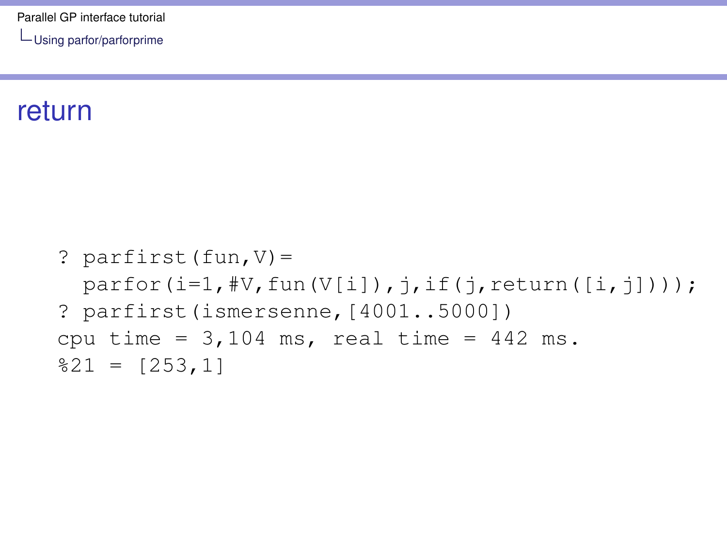## return

```
? parfirst(fun,V)=
  parfor(i=1,#V,fun(V[i]),j,if(j,return([i,j])));
? parfirst(ismersenne,[4001..5000])
cpu time = 3,104 ms, real time = 442 ms.
%21 = [253,1]
```